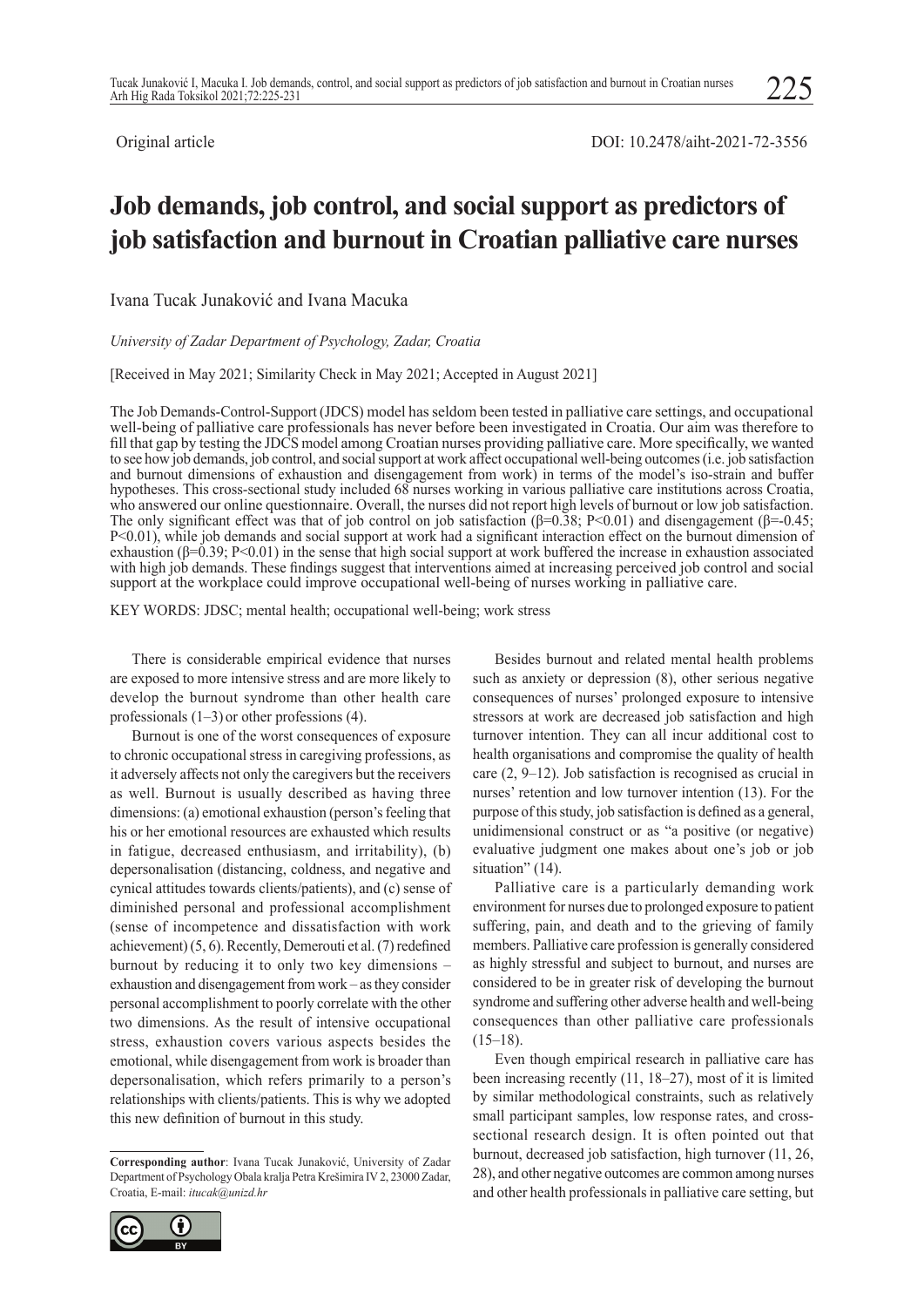Original article

DOI: 10.2478/aiht-2021-72-3556

# Job demands, job control, and social support as predictors of job satisfaction and burnout in Croatian palliative care nurses

Ivana Tucak Junaković and Ivana Macuka

*University of Zadar Department of Psychology, Zadar, Croatia*

[Received in May 2021; Similarity Check in May 2021; Accepted in August 2021]

The Job Demands-Control-Support (JDCS) model has seldom been tested in palliative care settings, and occupational well-being of palliative care professionals has never before been investigated in Croatia. Our aim was therefore to fill that gap by testing the JDCS model among Croatian nurses providing palliative care. More specifically, we wanted to see how job demands, job control, and social support at work affect occupational well-being outcomes (i.e. job satisfaction and burnout dimensions of exhaustion and disengagement from work) in terms of the model's iso-strain and buffer hypotheses. This cross-sectional study included 68 nurses working in various palliative care institutions across Croatia, who answered our online questionnaire. Overall, the nurses did not report high levels of burnout or low job satisfaction. The only significant effect was that of job control on job satisfaction ($\beta=0.38$; $P<0.01$) and disengagement ($\beta=-0.45$; $P<0.01$), while job demands and social support at work had a significant interaction effect on the burnout dimension of exhaustion ($\beta=0.39$; $P<0.01$) in the sense that high social support at work buffered the increase in exhaustion associated with high job demands. These findings suggest that interventions aimed at increasing perceived job control and social support at the workplace could improve occupational well-being of nurses working in palliative care.

KEY WORDS: JDSC; mental health; occupational well-being; work stress

There is considerable empirical evidence that nurses are exposed to more intensive stress and are more likely to develop the burnout syndrome than other health care professionals (1–3) or other professions (4).

Burnout is one of the worst consequences of exposure to chronic occupational stress in caregiving professions, as it adversely affects not only the caregivers but the receivers as well. Burnout is usually described as having three dimensions: (a) emotional exhaustion (person's feeling that his or her emotional resources are exhausted which results in fatigue, decreased enthusiasm, and irritability), (b) depersonalisation (distancing, coldness, and negative and cynical attitudes towards clients/patients), and (c) sense of diminished personal and professional accomplishment (sense of incompetence and dissatisfaction with work achievement) (5, 6). Recently, Demerouti et al. (7) redefined burnout by reducing it to only two key dimensions – exhaustion and disengagement from work – as they consider personal accomplishment to poorly correlate with the other two dimensions. As the result of intensive occupational stress, exhaustion covers various aspects besides the emotional, while disengagement from work is broader than depersonalisation, which refers primarily to a person's relationships with clients/patients. This is why we adopted this new definition of burnout in this study.

Besides burnout and related mental health problems such as anxiety or depression (8), other serious negative consequences of nurses' prolonged exposure to intensive stressors at work are decreased job satisfaction and high turnover intention. They can all incur additional cost to health organisations and compromise the quality of health care (2, 9–12). Job satisfaction is recognised as crucial in nurses' retention and low turnover intention (13). For the purpose of this study, job satisfaction is defined as a general, unidimensional construct or as "a positive (or negative) evaluative judgment one makes about one's job or job situation" (14).

Palliative care is a particularly demanding work environment for nurses due to prolonged exposure to patient suffering, pain, and death and to the grieving of family members. Palliative care profession is generally considered as highly stressful and subject to burnout, and nurses are considered to be in greater risk of developing the burnout syndrome and suffering other adverse health and well-being consequences than other palliative care professionals (15–18).

Even though empirical research in palliative care has been increasing recently (11, 18–27), most of it is limited by similar methodological constraints, such as relatively small participant samples, low response rates, and cross-sectional research design. It is often pointed out that burnout, decreased job satisfaction, high turnover (11, 26, 28), and other negative outcomes are common among nurses and other health professionals in palliative care setting, but

**Corresponding author**: Ivana Tucak Junaković, University of Zadar Department of Psychology Obala kralja Petra Krešimira IV 2, 23000 Zadar, Croatia, E-mail: *itucak@unizd.hr*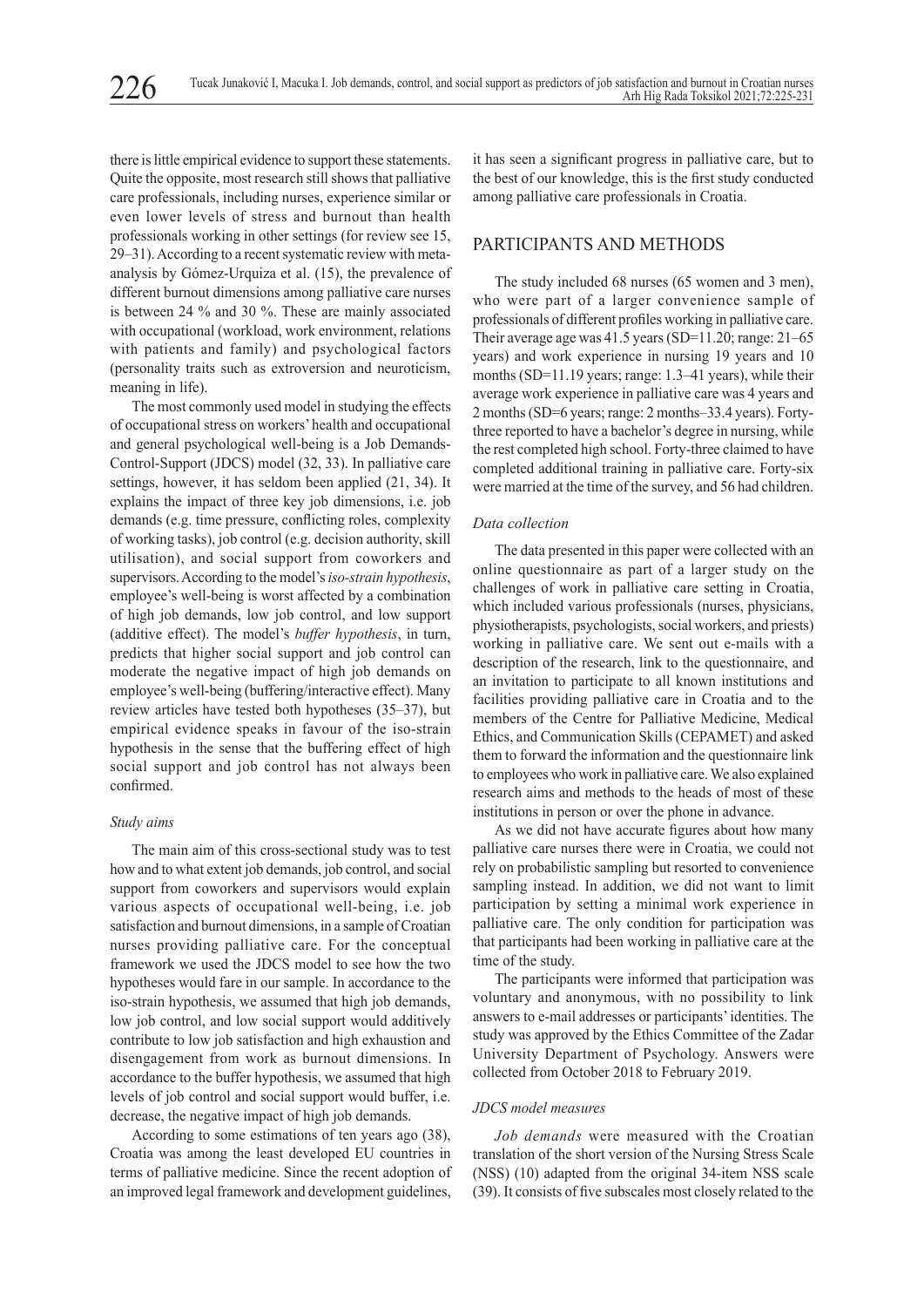there is little empirical evidence to support these statements. Quite the opposite, most research still shows that palliative care professionals, including nurses, experience similar or even lower levels of stress and burnout than health professionals working in other settings (for review see 15, 29–31). According to a recent systematic review with meta-analysis by Gómez-Urquiza et al. (15), the prevalence of different burnout dimensions among palliative care nurses is between 24 % and 30 %. These are mainly associated with occupational (workload, work environment, relations with patients and family) and psychological factors (personality traits such as extroversion and neuroticism, meaning in life).

The most commonly used model in studying the effects of occupational stress on workers' health and occupational and general psychological well-being is a Job Demands-Control-Support (JDCS) model (32, 33). In palliative care settings, however, it has seldom been applied (21, 34). It explains the impact of three key job dimensions, i.e. job demands (e.g. time pressure, conflicting roles, complexity of working tasks), job control (e.g. decision authority, skill utilisation), and social support from coworkers and supervisors. According to the model's *iso-strain hypothesis*, employee's well-being is worst affected by a combination of high job demands, low job control, and low support (additive effect). The model's *buffer hypothesis*, in turn, predicts that higher social support and job control can moderate the negative impact of high job demands on employee's well-being (buffering/interactive effect). Many review articles have tested both hypotheses (35–37), but empirical evidence speaks in favour of the iso-strain hypothesis in the sense that the buffering effect of high social support and job control has not always been confirmed.

### Study aims

The main aim of this cross-sectional study was to test how and to what extent job demands, job control, and social support from coworkers and supervisors would explain various aspects of occupational well-being, i.e. job satisfaction and burnout dimensions, in a sample of Croatian nurses providing palliative care. For the conceptual framework we used the JDCS model to see how the two hypotheses would fare in our sample. In accordance to the iso-strain hypothesis, we assumed that high job demands, low job control, and low social support would additively contribute to low job satisfaction and high exhaustion and disengagement from work as burnout dimensions. In accordance to the buffer hypothesis, we assumed that high levels of job control and social support would buffer, i.e. decrease, the negative impact of high job demands.

According to some estimations of ten years ago (38), Croatia was among the least developed EU countries in terms of palliative medicine. Since the recent adoption of an improved legal framework and development guidelines, it has seen a significant progress in palliative care, but to the best of our knowledge, this is the first study conducted among palliative care professionals in Croatia.

## PARTICIPANTS AND METHODS

The study included 68 nurses (65 women and 3 men), who were part of a larger convenience sample of professionals of different profiles working in palliative care. Their average age was 41.5 years (SD=11.20; range: 21–65 years) and work experience in nursing 19 years and 10 months (SD=11.19 years; range: 1.3–41 years), while their average work experience in palliative care was 4 years and 2 months (SD=6 years; range: 2 months–33.4 years). Forty-three reported to have a bachelor's degree in nursing, while the rest completed high school. Forty-three claimed to have completed additional training in palliative care. Forty-six were married at the time of the survey, and 56 had children.

### Data collection

The data presented in this paper were collected with an online questionnaire as part of a larger study on the challenges of work in palliative care setting in Croatia, which included various professionals (nurses, physicians, physiotherapists, psychologists, social workers, and priests) working in palliative care. We sent out e-mails with a description of the research, link to the questionnaire, and an invitation to participate to all known institutions and facilities providing palliative care in Croatia and to the members of the Centre for Palliative Medicine, Medical Ethics, and Communication Skills (CEPAMET) and asked them to forward the information and the questionnaire link to employees who work in palliative care. We also explained research aims and methods to the heads of most of these institutions in person or over the phone in advance.

As we did not have accurate figures about how many palliative care nurses there were in Croatia, we could not rely on probabilistic sampling but resorted to convenience sampling instead. In addition, we did not want to limit participation by setting a minimal work experience in palliative care. The only condition for participation was that participants had been working in palliative care at the time of the study.

The participants were informed that participation was voluntary and anonymous, with no possibility to link answers to e-mail addresses or participants' identities. The study was approved by the Ethics Committee of the Zadar University Department of Psychology. Answers were collected from October 2018 to February 2019.

### JDCS model measures

*Job demands* were measured with the Croatian translation of the short version of the Nursing Stress Scale (NSS) (10) adapted from the original 34-item NSS scale (39). It consists of five subscales most closely related to the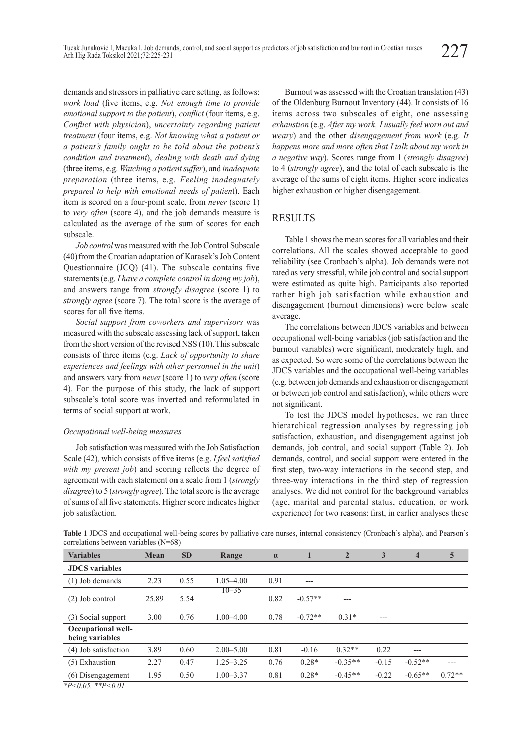demands and stressors in palliative care setting, as follows: *work load* (five items, e.g. *Not enough time to provide emotional support to the patient*), *conflict* (four items, e.g. *Conflict with physician*), *uncertainty regarding patient treatment* (four items, e.g. *Not knowing what a patient or a patient's family ought to be told about the patient's condition and treatment*), *dealing with death and dying* (three items, e.g. *Watching a patient suffer*), and *inadequate preparation* (three items, e.g. *Feeling inadequately prepared to help with emotional needs of patient*). Each item is scored on a four-point scale, from *never* (score 1) to *very often* (score 4), and the job demands measure is calculated as the average of the sum of scores for each subscale.

*Job control* was measured with the Job Control Subscale (40) from the Croatian adaptation of Karasek's Job Content Questionnaire (JCQ) (41). The subscale contains five statements (e.g. *I have a complete control in doing my job*), and answers range from *strongly disagree* (score 1) to *strongly agree* (score 7). The total score is the average of scores for all five items.

*Social support from coworkers and supervisors* was measured with the subscale assessing lack of support, taken from the short version of the revised NSS (10). This subscale consists of three items (e.g. *Lack of opportunity to share experiences and feelings with other personnel in the unit*) and answers vary from *never* (score 1) to *very often* (score 4). For the purpose of this study, the lack of support subscale's total score was inverted and reformulated in terms of social support at work.

### *Occupational well-being measures*

Job satisfaction was measured with the Job Satisfaction Scale (42)*,* which consists of five items (e.g. *I feel satisfied with my present job*) and scoring reflects the degree of agreement with each statement on a scale from 1 (*strongly disagree*) to 5 (*strongly agree*). The total score is the average of sums of all five statements. Higher score indicates higher job satisfaction.

Burnout was assessed with the Croatian translation (43) of the Oldenburg Burnout Inventory (44). It consists of 16 items across two subscales of eight, one assessing *exhaustion* (e.g. *After my work, I usually feel worn out and weary*) and the other *disengagement from work* (e.g. *It happens more and more often that I talk about my work in a negative way*). Scores range from 1 (*strongly disagree*) to 4 (*strongly agree*), and the total of each subscale is the average of the sums of eight items. Higher score indicates higher exhaustion or higher disengagement.

## RESULTS

Table 1 shows the mean scores for all variables and their correlations. All the scales showed acceptable to good reliability (see Cronbach's alpha). Job demands were not rated as very stressful, while job control and social support were estimated as quite high. Participants also reported rather high job satisfaction while exhaustion and disengagement (burnout dimensions) were below scale average.

The correlations between JDCS variables and between occupational well-being variables (job satisfaction and the burnout variables) were significant, moderately high, and as expected. So were some of the correlations between the JDCS variables and the occupational well-being variables (e.g. between job demands and exhaustion or disengagement or between job control and satisfaction), while others were not significant.

To test the JDCS model hypotheses, we ran three hierarchical regression analyses by regressing job satisfaction, exhaustion, and disengagement against job demands, job control, and social support (Table 2). Job demands, control, and social support were entered in the first step, two-way interactions in the second step, and three-way interactions in the third step of regression analyses. We did not control for the background variables (age, marital and parental status, education, or work experience) for two reasons: first, in earlier analyses these

**Table 1** JDCS and occupational well-being scores by palliative care nurses, internal consistency (Cronbach's alpha), and Pearson's correlations between variables (N=68)

| Variables | Mean | SD | Range | α | 1 | 2 | 3 | 4 | 5 |
|---|---|---|---|---|---|---|---|---|---|
| **JDCS variables** | | | | | | | | | |
| (1) Job demands | 2.23 | 0.55 | 1.05–4.00 | 0.91 | --- | | | | |
| (2) Job control | 25.89 | 5.54 | 10–35 | 0.82 | -0.57** | --- | | | |
| (3) Social support | 3.00 | 0.76 | 1.00–4.00 | 0.78 | -0.72** | 0.31* | --- | | |
| **Occupational well-being variables** | | | | | | | | | |
| (4) Job satisfaction | 3.89 | 0.60 | 2.00–5.00 | 0.81 | -0.16 | 0.32** | 0.22 | --- | |
| (5) Exhaustion | 2.27 | 0.47 | 1.25–3.25 | 0.76 | 0.28* | -0.35** | -0.15 | -0.52** | --- |
| (6) Disengagement | 1.95 | 0.50 | 1.00–3.37 | 0.81 | 0.28* | -0.45** | -0.22 | -0.65** | 0.72** |

*$^{*}P<0.05$, $^{**}P<0.01$*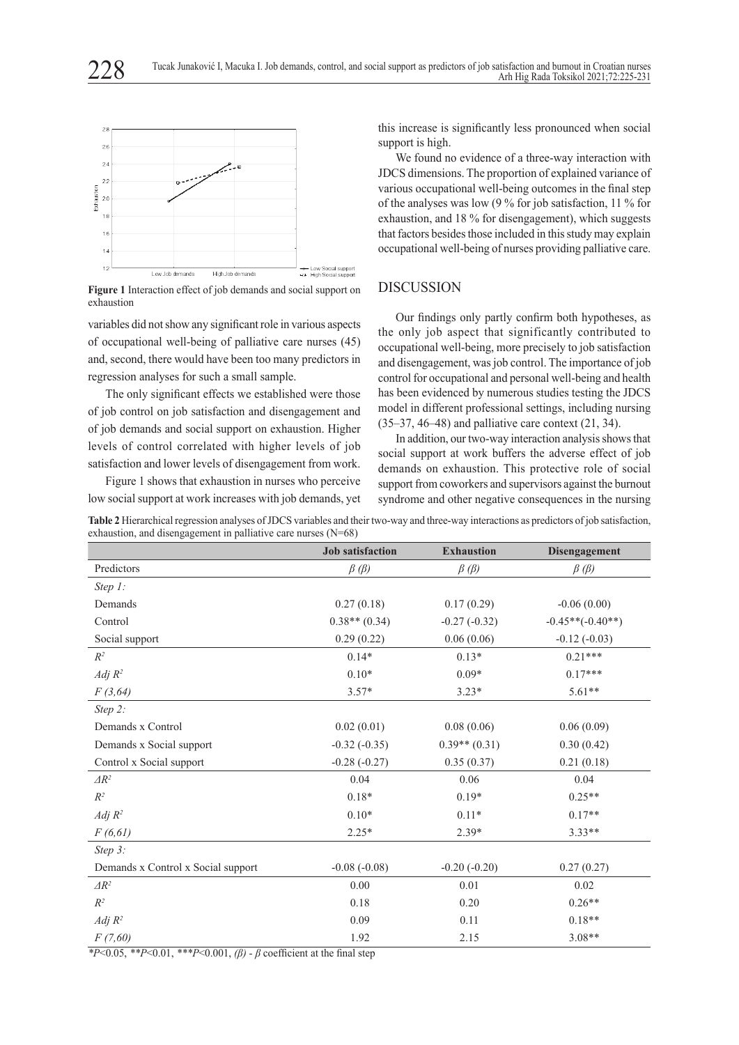**Figure 1** Interaction effect of job demands and social support on exhaustion

variables did not show any significant role in various aspects of occupational well-being of palliative care nurses (45) and, second, there would have been too many predictors in regression analyses for such a small sample.

The only significant effects we established were those of job control on job satisfaction and disengagement and of job demands and social support on exhaustion. Higher levels of control correlated with higher levels of job satisfaction and lower levels of disengagement from work.

Figure 1 shows that exhaustion in nurses who perceive low social support at work increases with job demands, yet this increase is significantly less pronounced when social support is high.

We found no evidence of a three-way interaction with JDCS dimensions. The proportion of explained variance of various occupational well-being outcomes in the final step of the analyses was low (9 % for job satisfaction, 11 % for exhaustion, and 18 % for disengagement), which suggests that factors besides those included in this study may explain occupational well-being of nurses providing palliative care.

## DISCUSSION

Our findings only partly confirm both hypotheses, as the only job aspect that significantly contributed to occupational well-being, more precisely to job satisfaction and disengagement, was job control. The importance of job control for occupational and personal well-being and health has been evidenced by numerous studies testing the JDCS model in different professional settings, including nursing (35–37, 46–48) and palliative care context (21, 34).

In addition, our two-way interaction analysis shows that social support at work buffers the adverse effect of job demands on exhaustion. This protective role of social support from coworkers and supervisors against the burnout syndrome and other negative consequences in the nursing

**Table 2** Hierarchical regression analyses of JDCS variables and their two-way and three-way interactions as predictors of job satisfaction, exhaustion, and disengagement in palliative care nurses (N=68)

| | Job satisfaction | Exhaustion | Disengagement |
|---|---|---|---|
| Predictors | $\beta$ ($\beta$) | $\beta$ ($\beta$) | $\beta$ ($\beta$) |
| *Step 1:* | | | |
| Demands | 0.27 (0.18) | 0.17 (0.29) | -0.06 (0.00) |
| Control | 0.38** (0.34) | -0.27 (-0.32) | -0.45**(-0.40**) |
| Social support | 0.29 (0.22) | 0.06 (0.06) | -0.12 (-0.03) |
| $R^2$ | 0.14* | 0.13* | 0.21*** |
| *Adj* $R^2$ | 0.10* | 0.09* | 0.17*** |
| $F$ (3,64) | 3.57* | 3.23* | 5.61** |
| *Step 2:* | | | |
| Demands x Control | 0.02 (0.01) | 0.08 (0.06) | 0.06 (0.09) |
| Demands x Social support | -0.32 (-0.35) | 0.39** (0.31) | 0.30 (0.42) |
| Control x Social support | -0.28 (-0.27) | 0.35 (0.37) | 0.21 (0.18) |
| $\Delta R^2$ | 0.04 | 0.06 | 0.04 |
| $R^2$ | 0.18* | 0.19* | 0.25** |
| *Adj* $R^2$ | 0.10* | 0.11* | 0.17** |
| $F$ (6,61) | 2.25* | 2.39* | 3.33** |
| *Step 3:* | | | |
| Demands x Control x Social support | -0.08 (-0.08) | -0.20 (-0.20) | 0.27 (0.27) |
| $\Delta R^2$ | 0.00 | 0.01 | 0.02 |
| $R^2$ | 0.18 | 0.20 | 0.26** |
| *Adj* $R^2$ | 0.09 | 0.11 | 0.18** |
| $F$ (7,60) | 1.92 | 2.15 | 3.08** |

*$P$<0.05, **$P$<0.01, ***$P$<0.001, ($\beta$) - $\beta$ coefficient at the final step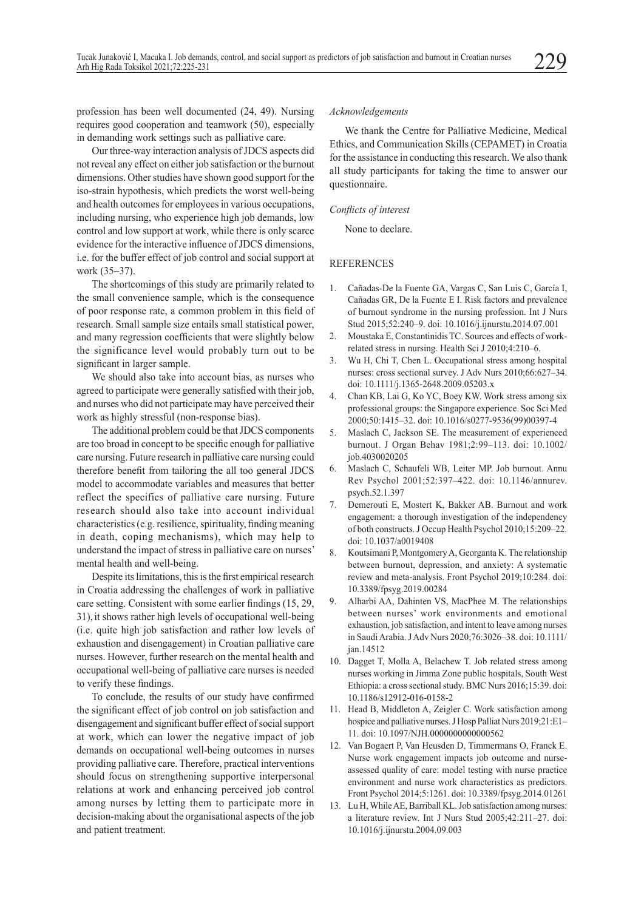profession has been well documented (24, 49). Nursing requires good cooperation and teamwork (50), especially in demanding work settings such as palliative care.

Our three-way interaction analysis of JDCS aspects did not reveal any effect on either job satisfaction or the burnout dimensions. Other studies have shown good support for the iso-strain hypothesis, which predicts the worst well-being and health outcomes for employees in various occupations, including nursing, who experience high job demands, low control and low support at work, while there is only scarce evidence for the interactive influence of JDCS dimensions, i.e. for the buffer effect of job control and social support at work (35–37).

The shortcomings of this study are primarily related to the small convenience sample, which is the consequence of poor response rate, a common problem in this field of research. Small sample size entails small statistical power, and many regression coefficients that were slightly below the significance level would probably turn out to be significant in larger sample.

We should also take into account bias, as nurses who agreed to participate were generally satisfied with their job, and nurses who did not participate may have perceived their work as highly stressful (non-response bias).

The additional problem could be that JDCS components are too broad in concept to be specific enough for palliative care nursing. Future research in palliative care nursing could therefore benefit from tailoring the all too general JDCS model to accommodate variables and measures that better reflect the specifics of palliative care nursing. Future research should also take into account individual characteristics (e.g. resilience, spirituality, finding meaning in death, coping mechanisms), which may help to understand the impact of stress in palliative care on nurses' mental health and well-being.

Despite its limitations, this is the first empirical research in Croatia addressing the challenges of work in palliative care setting. Consistent with some earlier findings (15, 29, 31), it shows rather high levels of occupational well-being (i.e. quite high job satisfaction and rather low levels of exhaustion and disengagement) in Croatian palliative care nurses. However, further research on the mental health and occupational well-being of palliative care nurses is needed to verify these findings.

To conclude, the results of our study have confirmed the significant effect of job control on job satisfaction and disengagement and significant buffer effect of social support at work, which can lower the negative impact of job demands on occupational well-being outcomes in nurses providing palliative care. Therefore, practical interventions should focus on strengthening supportive interpersonal relations at work and enhancing perceived job control among nurses by letting them to participate more in decision-making about the organisational aspects of the job and patient treatment.

*Acknowledgements*

We thank the Centre for Palliative Medicine, Medical Ethics, and Communication Skills (CEPAMET) in Croatia for the assistance in conducting this research. We also thank all study participants for taking the time to answer our questionnaire.

*Conflicts of interest*

None to declare.

## REFERENCES

1. Cañadas-De la Fuente GA, Vargas C, San Luis C, García I, Cañadas GR, De la Fuente E I. Risk factors and prevalence of burnout syndrome in the nursing profession. Int J Nurs Stud 2015;52:240–9. doi: 10.1016/j.ijnurstu.2014.07.001
2. Moustaka E, Constantinidis TC. Sources and effects of work-related stress in nursing. Health Sci J 2010;4:210–6.
3. Wu H, Chi T, Chen L. Occupational stress among hospital nurses: cross sectional survey. J Adv Nurs 2010;66:627–34. doi: 10.1111/j.1365-2648.2009.05203.x
4. Chan KB, Lai G, Ko YC, Boey KW. Work stress among six professional groups: the Singapore experience. Soc Sci Med 2000;50:1415–32. doi: 10.1016/s0277-9536(99)00397-4
5. Maslach C, Jackson SE. The measurement of experienced burnout. J Organ Behav 1981;2:99–113. doi: 10.1002/job.4030020205
6. Maslach C, Schaufeli WB, Leiter MP. Job burnout. Annu Rev Psychol 2001;52:397–422. doi: 10.1146/annurev.psych.52.1.397
7. Demerouti E, Mostert K, Bakker AB. Burnout and work engagement: a thorough investigation of the independency of both constructs. J Occup Health Psychol 2010;15:209–22. doi: 10.1037/a0019408
8. Koutsimani P, Montgomery A, Georganta K. The relationship between burnout, depression, and anxiety: A systematic review and meta-analysis. Front Psychol 2019;10:284. doi: 10.3389/fpsyg.2019.00284
9. Alharbi AA, Dahinten VS, MacPhee M. The relationships between nurses' work environments and emotional exhaustion, job satisfaction, and intent to leave among nurses in Saudi Arabia. J Adv Nurs 2020;76:3026–38. doi: 10.1111/jan.14512
10. Dagget T, Molla A, Belachew T. Job related stress among nurses working in Jimma Zone public hospitals, South West Ethiopia: a cross sectional study. BMC Nurs 2016;15:39. doi: 10.1186/s12912-016-0158-2
11. Head B, Middleton A, Zeigler C. Work satisfaction among hospice and palliative nurses. J Hosp Palliat Nurs 2019;21:E1–11. doi: 10.1097/NJH.0000000000000562
12. Van Bogaert P, Van Heusden D, Timmermans O, Franck E. Nurse work engagement impacts job outcome and nurse-assessed quality of care: model testing with nurse practice environment and nurse work characteristics as predictors. Front Psychol 2014;5:1261. doi: 10.3389/fpsyg.2014.01261
13. Lu H, While AE, Barriball KL. Job satisfaction among nurses: a literature review. Int J Nurs Stud 2005;42:211–27. doi: 10.1016/j.ijnurstu.2004.09.003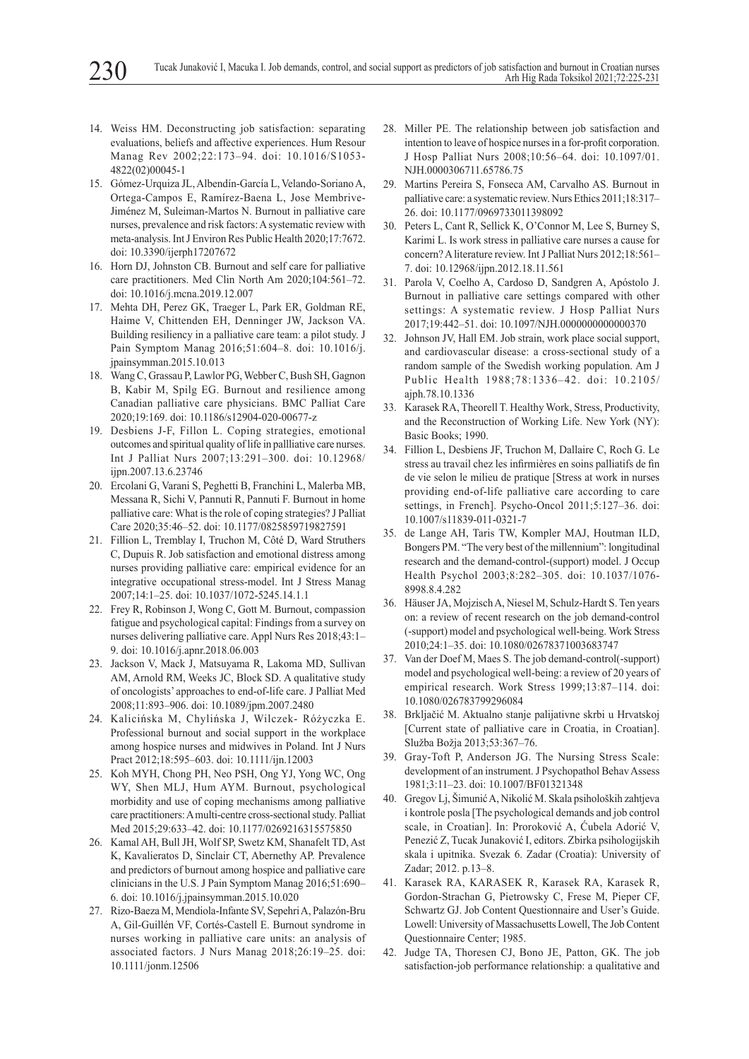14. Weiss HM. Deconstructing job satisfaction: separating evaluations, beliefs and affective experiences. Hum Resour Manag Rev 2002;22:173–94. doi: 10.1016/S1053-4822(02)00045-1
15. Gómez-Urquiza JL, Albendín-García L, Velando-Soriano A, Ortega-Campos E, Ramírez-Baena L, Jose Membrive-Jiménez M, Suleiman-Martos N. Burnout in palliative care nurses, prevalence and risk factors: A systematic review with meta-analysis. Int J Environ Res Public Health 2020;17:7672. doi: 10.3390/ijerph17207672
16. Horn DJ, Johnston CB. Burnout and self care for palliative care practitioners. Med Clin North Am 2020;104:561–72. doi: 10.1016/j.mcna.2019.12.007
17. Mehta DH, Perez GK, Traeger L, Park ER, Goldman RE, Haime V, Chittenden EH, Denninger JW, Jackson VA. Building resiliency in a palliative care team: a pilot study. J Pain Symptom Manag 2016;51:604–8. doi: 10.1016/j.jpainsymman.2015.10.013
18. Wang C, Grassau P, Lawlor PG, Webber C, Bush SH, Gagnon B, Kabir M, Spilg EG. Burnout and resilience among Canadian palliative care physicians. BMC Palliat Care 2020;19:169. doi: 10.1186/s12904-020-00677-z
19. Desbiens J-F, Fillon L. Coping strategies, emotional outcomes and spiritual quality of life in pallliative care nurses. Int J Palliat Nurs 2007;13:291–300. doi: 10.12968/ijpn.2007.13.6.23746
20. Ercolani G, Varani S, Peghetti B, Franchini L, Malerba MB, Messana R, Sichi V, Pannuti R, Pannuti F. Burnout in home palliative care: What is the role of coping strategies? J Palliat Care 2020;35:46–52. doi: 10.1177/0825859719827591
21. Fillion L, Tremblay I, Truchon M, Côté D, Ward Struthers C, Dupuis R. Job satisfaction and emotional distress among nurses providing palliative care: empirical evidence for an integrative occupational stress-model. Int J Stress Manag 2007;14:1–25. doi: 10.1037/1072-5245.14.1.1
22. Frey R, Robinson J, Wong C, Gott M. Burnout, compassion fatigue and psychological capital: Findings from a survey on nurses delivering palliative care. Appl Nurs Res 2018;43:1–9. doi: 10.1016/j.apnr.2018.06.003
23. Jackson V, Mack J, Matsuyama R, Lakoma MD, Sullivan AM, Arnold RM, Weeks JC, Block SD. A qualitative study of oncologists' approaches to end-of-life care. J Palliat Med 2008;11:893–906. doi: 10.1089/jpm.2007.2480
24. Kalicińska M, Chylińska J, Wilczek- Różyczka E. Professional burnout and social support in the workplace among hospice nurses and midwives in Poland. Int J Nurs Pract 2012;18:595–603. doi: 10.1111/ijn.12003
25. Koh MYH, Chong PH, Neo PSH, Ong YJ, Yong WC, Ong WY, Shen MLJ, Hum AYM. Burnout, psychological morbidity and use of coping mechanisms among palliative care practitioners: A multi-centre cross-sectional study. Palliat Med 2015;29:633–42. doi: 10.1177/0269216315575850
26. Kamal AH, Bull JH, Wolf SP, Swetz KM, Shanafelt TD, Ast K, Kavalieratos D, Sinclair CT, Abernethy AP. Prevalence and predictors of burnout among hospice and palliative care clinicians in the U.S. J Pain Symptom Manag 2016;51:690–6. doi: 10.1016/j.jpainsymman.2015.10.020
27. Rizo-Baeza M, Mendiola-Infante SV, Sepehri A, Palazón-Bru A, Gil-Guillén VF, Cortés-Castell E. Burnout syndrome in nurses working in palliative care units: an analysis of associated factors. J Nurs Manag 2018;26:19–25. doi: 10.1111/jonm.12506
28. Miller PE. The relationship between job satisfaction and intention to leave of hospice nurses in a for-profit corporation. J Hosp Palliat Nurs 2008;10:56–64. doi: 10.1097/01.NJH.0000306711.65786.75
29. Martins Pereira S, Fonseca AM, Carvalho AS. Burnout in palliative care: a systematic review. Nurs Ethics 2011;18:317–26. doi: 10.1177/0969733011398092
30. Peters L, Cant R, Sellick K, O'Connor M, Lee S, Burney S, Karimi L. Is work stress in palliative care nurses a cause for concern? A literature review. Int J Palliat Nurs 2012;18:561–7. doi: 10.12968/ijpn.2012.18.11.561
31. Parola V, Coelho A, Cardoso D, Sandgren A, Apóstolo J. Burnout in palliative care settings compared with other settings: A systematic review. J Hosp Palliat Nurs 2017;19:442–51. doi: 10.1097/NJH.0000000000000370
32. Johnson JV, Hall EM. Job strain, work place social support, and cardiovascular disease: a cross-sectional study of a random sample of the Swedish working population. Am J Public Health 1988;78:1336–42. doi: 10.2105/ajph.78.10.1336
33. Karasek RA, Theorell T. Healthy Work, Stress, Productivity, and the Reconstruction of Working Life. New York (NY): Basic Books; 1990.
34. Fillion L, Desbiens JF, Truchon M, Dallaire C, Roch G. Le stress au travail chez les infirmières en soins palliatifs de fin de vie selon le milieu de pratique [Stress at work in nurses providing end-of-life palliative care according to care settings, in French]. Psycho-Oncol 2011;5:127–36. doi: 10.1007/s11839-011-0321-7
35. de Lange AH, Taris TW, Kompler MAJ, Houtman ILD, Bongers PM. "The very best of the millennium": longitudinal research and the demand-control-(support) model. J Occup Health Psychol 2003;8:282–305. doi: 10.1037/1076-8998.8.4.282
36. Häuser JA, Mojzisch A, Niesel M, Schulz-Hardt S. Ten years on: a review of recent research on the job demand-control (-support) model and psychological well-being. Work Stress 2010;24:1–35. doi: 10.1080/02678371003683747
37. Van der Doef M, Maes S. The job demand-control(-support) model and psychological well-being: a review of 20 years of empirical research. Work Stress 1999;13:87–114. doi: 10.1080/026783799296084
38. Brkljačić M. Aktualno stanje palijativne skrbi u Hrvatskoj [Current state of palliative care in Croatia, in Croatian]. Služba Božja 2013;53:367–76.
39. Gray-Toft P, Anderson JG. The Nursing Stress Scale: development of an instrument. J Psychopathol Behav Assess 1981;3:11–23. doi: 10.1007/BF01321348
40. Gregov Lj, Šimunić A, Nikolić M. Skala psiholoških zahtjeva i kontrole posla [The psychological demands and job control scale, in Croatian]. In: Proroković A, Ćubela Adorić V, Penezić Z, Tucak Junaković I, editors. Zbirka psihologijskih skala i upitnika. Svezak 6. Zadar (Croatia): University of Zadar; 2012. p.13–8.
41. Karasek RA, KARASEK R, Karasek RA, Karasek R, Gordon-Strachan G, Pietrowsky C, Frese M, Pieper CF, Schwartz GJ. Job Content Questionnaire and User's Guide. Lowell: University of Massachusetts Lowell, The Job Content Questionnaire Center; 1985.
42. Judge TA, Thoresen CJ, Bono JE, Patton, GK. The job satisfaction-job performance relationship: a qualitative and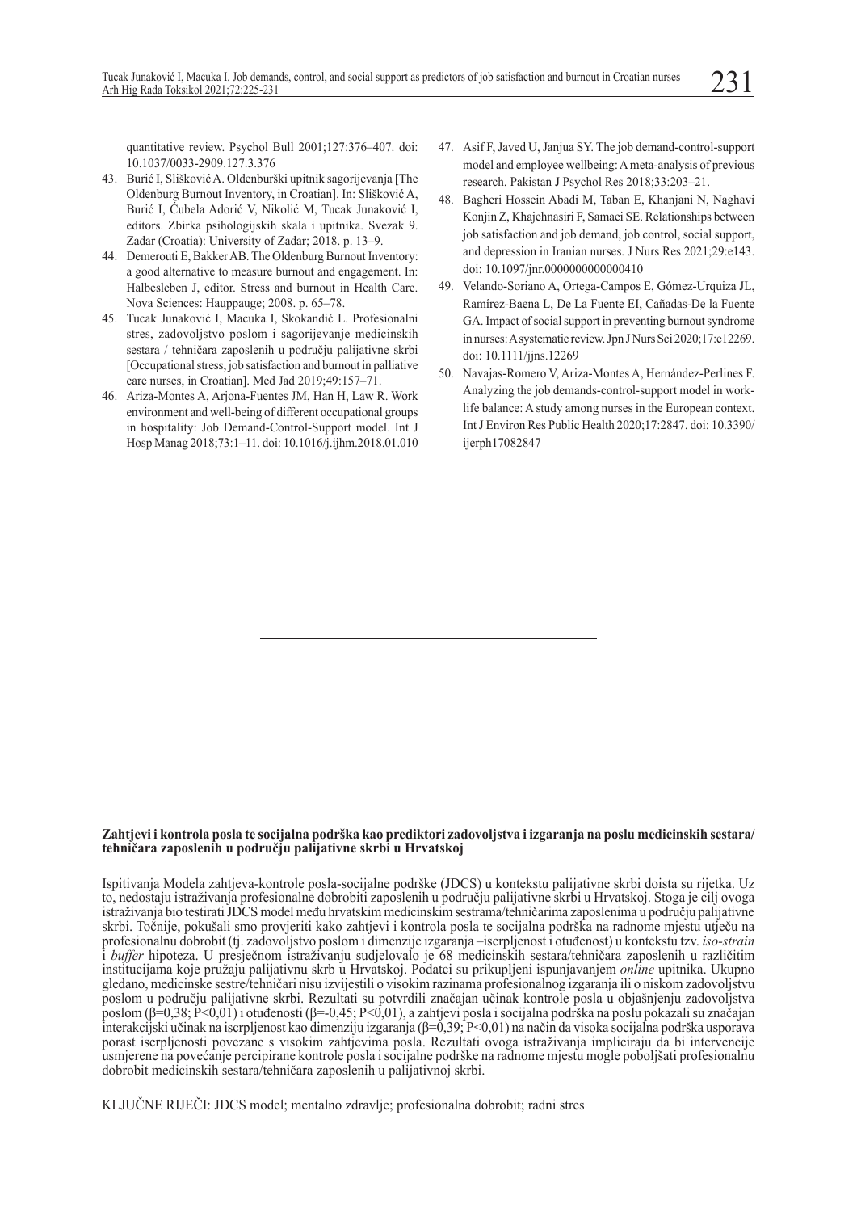quantitative review. Psychol Bull 2001;127:376–407. doi: 10.1037/0033-2909.127.3.376

43. Burić I, Slišković A. Oldenburški upitnik sagorijevanja [The Oldenburg Burnout Inventory, in Croatian]. In: Slišković A, Burić I, Ćubela Adorić V, Nikolić M, Tucak Junaković I, editors. Zbirka psihologijskih skala i upitnika. Svezak 9. Zadar (Croatia): University of Zadar; 2018. p. 13–9.
44. Demerouti E, Bakker AB. The Oldenburg Burnout Inventory: a good alternative to measure burnout and engagement. In: Halbesleben J, editor. Stress and burnout in Health Care. Nova Sciences: Hauppauge; 2008. p. 65–78.
45. Tucak Junaković I, Macuka I, Skokandić L. Profesionalni stres, zadovoljstvo poslom i sagorijevanje medicinskih sestara / tehničara zaposlenih u području palijativne skrbi [Occupational stress, job satisfaction and burnout in palliative care nurses, in Croatian]. Med Jad 2019;49:157–71.
46. Ariza-Montes A, Arjona-Fuentes JM, Han H, Law R. Work environment and well-being of different occupational groups in hospitality: Job Demand-Control-Support model. Int J Hosp Manag 2018;73:1–11. doi: 10.1016/j.ijhm.2018.01.010
47. Asif F, Javed U, Janjua SY. The job demand-control-support model and employee wellbeing: A meta-analysis of previous research. Pakistan J Psychol Res 2018;33:203–21.
48. Bagheri Hossein Abadi M, Taban E, Khanjani N, Naghavi Konjin Z, Khajehnasiri F, Samaei SE. Relationships between job satisfaction and job demand, job control, social support, and depression in Iranian nurses. J Nurs Res 2021;29:e143. doi: 10.1097/jnr.0000000000000410
49. Velando-Soriano A, Ortega-Campos E, Gómez-Urquiza JL, Ramírez-Baena L, De La Fuente EI, Cañadas-De la Fuente GA. Impact of social support in preventing burnout syndrome in nurses: A systematic review. Jpn J Nurs Sci 2020;17:e12269. doi: 10.1111/jjns.12269
50. Navajas-Romero V, Ariza-Montes A, Hernández-Perlines F. Analyzing the job demands-control-support model in work-life balance: A study among nurses in the European context. Int J Environ Res Public Health 2020;17:2847. doi: 10.3390/ijerph17082847

---

**Zahtjevi i kontrola posla te socijalna podrška kao prediktori zadovoljstva i izgaranja na poslu medicinskih sestara/tehničara zaposlenih u području palijativne skrbi u Hrvatskoj**

Ispitivanja Modela zahtjeva-kontrole posla-socijalne podrške (JDCS) u kontekstu palijativne skrbi doista su rijetka. Uz to, nedostaju istraživanja profesionalne dobrobiti zaposlenih u području palijativne skrbi u Hrvatskoj. Stoga je cilj ovoga istraživanja bio testirati JDCS model među hrvatskim medicinskim sestrama/tehničarima zaposlenima u području palijativne skrbi. Točnije, pokušali smo provjeriti kako zahtjevi i kontrola posla te socijalna podrška na radnome mjestu utječu na profesionalnu dobrobit (tj. zadovoljstvo poslom i dimenzije izgaranja –iscrpljenost i otuđenost) u kontekstu tzv. *iso-strain* i *buffer* hipoteza. U presječnom istraživanju sudjelovalo je 68 medicinskih sestara/tehničara zaposlenih u različitim institucijama koje pružaju palijativnu skrb u Hrvatskoj. Podatci su prikupljeni ispunjavanjem *online* upitnika. Ukupno gledano, medicinske sestre/tehničari nisu izvijestili o visokim razinama profesionalnog izgaranja ili o niskom zadovoljstvu poslom u području palijativne skrbi. Rezultati su potvrdili značajan učinak kontrole posla u objašnjenju zadovoljstva poslom ($\beta$=0,38; $P$<0,01) i otuđenosti ($\beta$=-0,45; $P$<0,01), a zahtjevi posla i socijalna podrška na poslu pokazali su značajan interakcijski učinak na iscrpljenost kao dimenziju izgaranja ($\beta$=0,39; $P$<0,01) na način da visoka socijalna podrška usporava porast iscrpljenosti povezane s visokim zahtjevima posla. Rezultati ovoga istraživanja impliciraju da bi intervencije usmjerene na povećanje percipirane kontrole posla i socijalne podrške na radnome mjestu mogle poboljšati profesionalnu dobrobit medicinskih sestara/tehničara zaposlenih u palijativnoj skrbi.

KLJUČNE RIJEČI: JDCS model; mentalno zdravlje; profesionalna dobrobit; radni stres